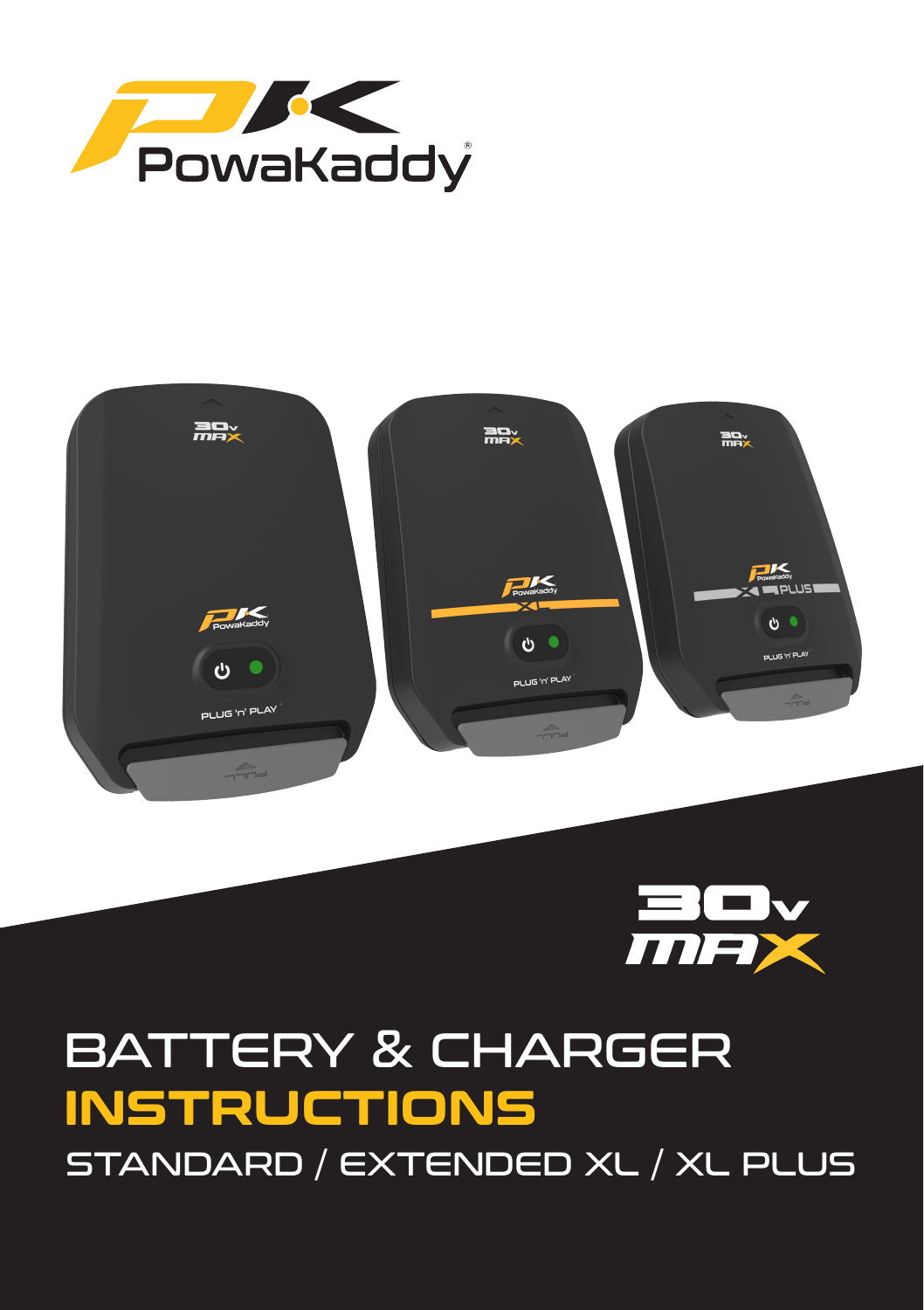PowaKaddy

30v MAX

# BATTERY & CHARGER INSTRUCTIONS

## STANDARD / EXTENDED XL / XL PLUS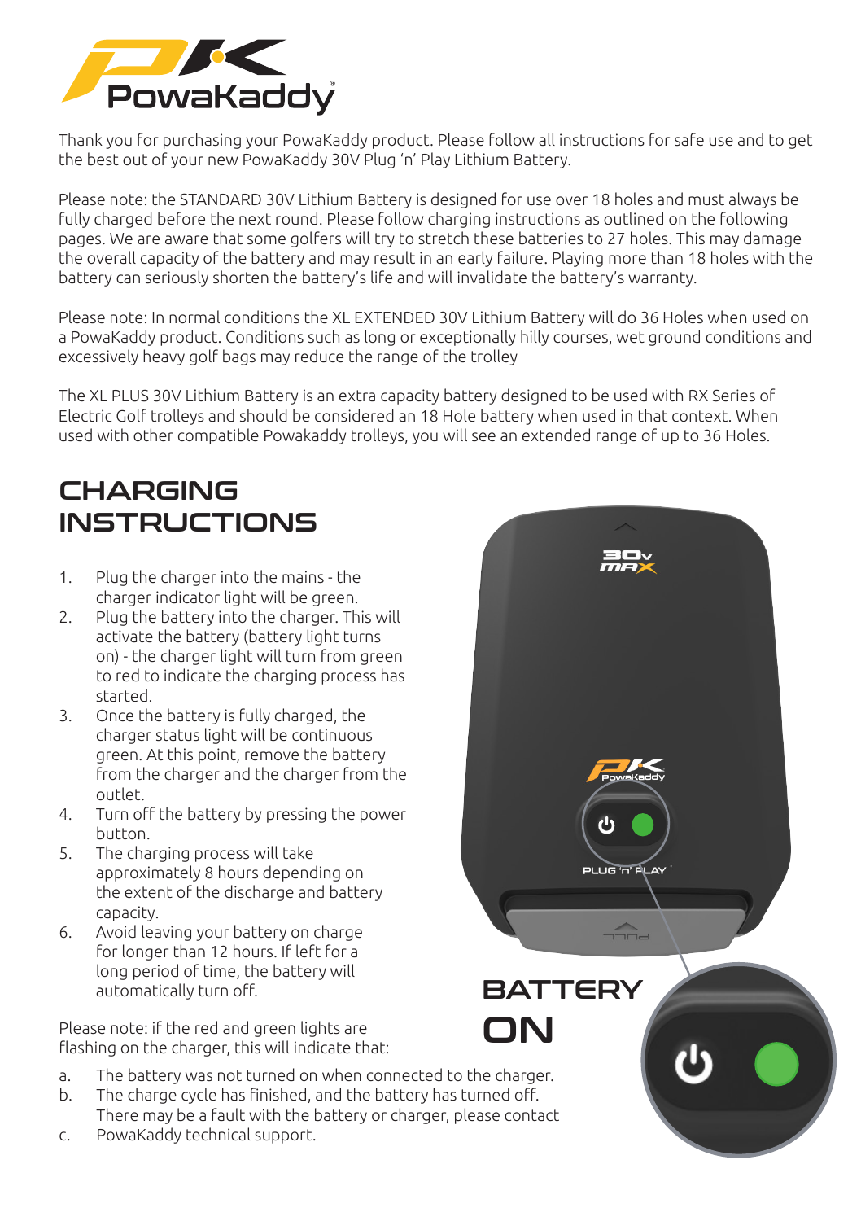Thank you for purchasing your PowaKaddy product. Please follow all instructions for safe use and to get the best out of your new PowaKaddy 30V Plug 'n' Play Lithium Battery.

Please note: the STANDARD 30V Lithium Battery is designed for use over 18 holes and must always be fully charged before the next round. Please follow charging instructions as outlined on the following pages. We are aware that some golfers will try to stretch these batteries to 27 holes. This may damage the overall capacity of the battery and may result in an early failure. Playing more than 18 holes with the battery can seriously shorten the battery's life and will invalidate the battery's warranty.

Please note: In normal conditions the XL EXTENDED 30V Lithium Battery will do 36 Holes when used on a PowaKaddy product. Conditions such as long or exceptionally hilly courses, wet ground conditions and excessively heavy golf bags may reduce the range of the trolley

The XL PLUS 30V Lithium Battery is an extra capacity battery designed to be used with RX Series of Electric Golf trolleys and should be considered an 18 Hole battery when used in that context. When used with other compatible Powakaddy trolleys, you will see an extended range of up to 36 Holes.

# CHARGING INSTRUCTIONS

1. Plug the charger into the mains - the charger indicator light will be green.
2. Plug the battery into the charger. This will activate the battery (battery light turns on) - the charger light will turn from green to red to indicate the charging process has started.
3. Once the battery is fully charged, the charger status light will be continuous green. At this point, remove the battery from the charger and the charger from the outlet.
4. Turn off the battery by pressing the power button.
5. The charging process will take approximately 8 hours depending on the extent of the discharge and battery capacity.
6. Avoid leaving your battery on charge for longer than 12 hours. If left for a long period of time, the battery will automatically turn off.

Please note: if the red and green lights are flashing on the charger, this will indicate that:

a. The battery was not turned on when connected to the charger.
b. The charge cycle has finished, and the battery has turned off. There may be a fault with the battery or charger, please contact
c. PowaKaddy technical support.

## BATTERY ON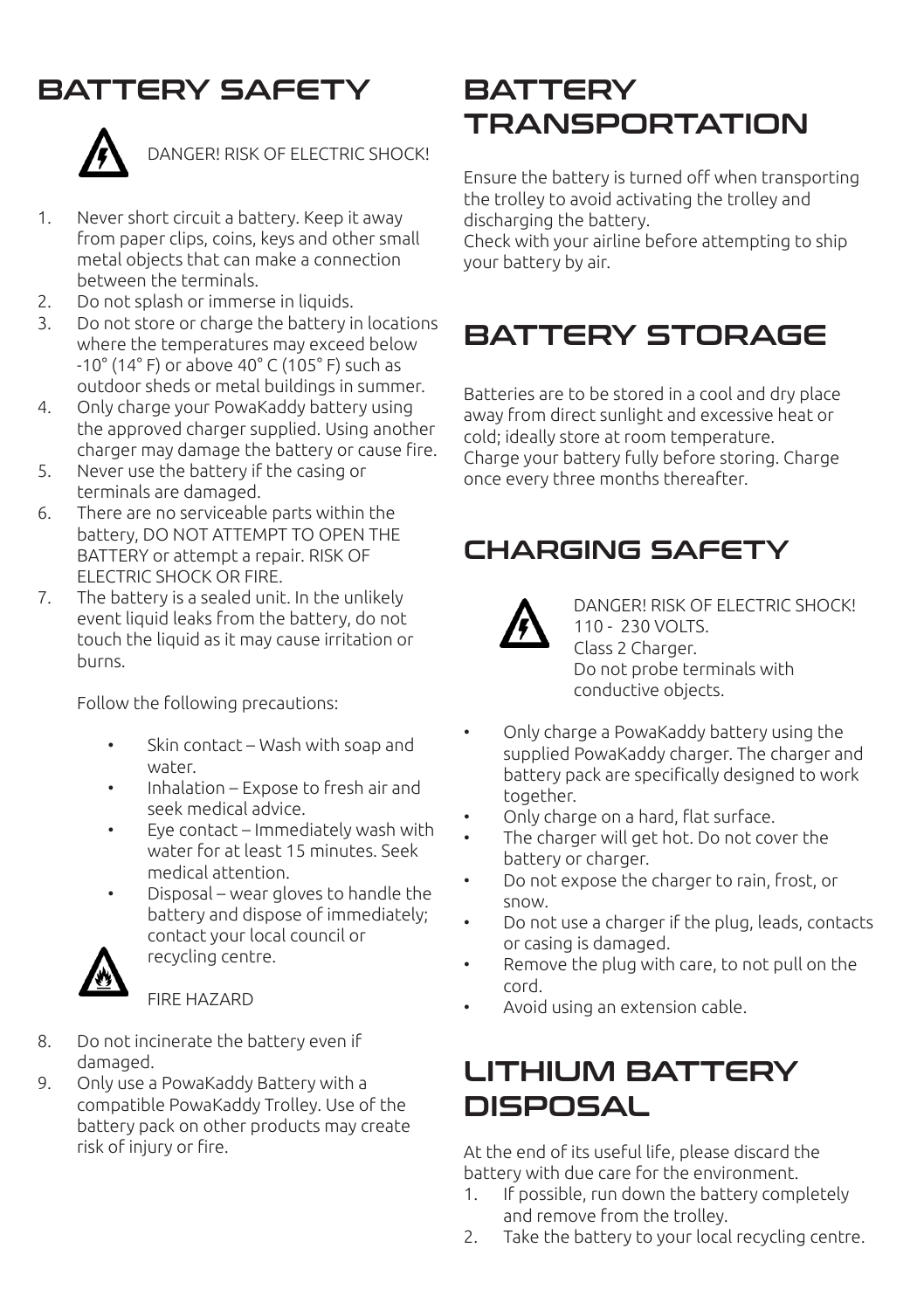# BATTERY SAFETY

DANGER! RISK OF ELECTRIC SHOCK!

1. Never short circuit a battery. Keep it away from paper clips, coins, keys and other small metal objects that can make a connection between the terminals.
2. Do not splash or immerse in liquids.
3. Do not store or charge the battery in locations where the temperatures may exceed below -10° (14° F) or above 40° C (105° F) such as outdoor sheds or metal buildings in summer.
4. Only charge your PowaKaddy battery using the approved charger supplied. Using another charger may damage the battery or cause fire.
5. Never use the battery if the casing or terminals are damaged.
6. There are no serviceable parts within the battery, DO NOT ATTEMPT TO OPEN THE BATTERY or attempt a repair. RISK OF ELECTRIC SHOCK OR FIRE.
7. The battery is a sealed unit. In the unlikely event liquid leaks from the battery, do not touch the liquid as it may cause irritation or burns.

   Follow the following precautions:

   - Skin contact – Wash with soap and water.
   - Inhalation – Expose to fresh air and seek medical advice.
   - Eye contact – Immediately wash with water for at least 15 minutes. Seek medical attention.
   - Disposal – wear gloves to handle the battery and dispose of immediately; contact your local council or recycling centre.

FIRE HAZARD

8. Do not incinerate the battery even if damaged.
9. Only use a PowaKaddy Battery with a compatible PowaKaddy Trolley. Use of the battery pack on other products may create risk of injury or fire.

# BATTERY TRANSPORTATION

Ensure the battery is turned off when transporting the trolley to avoid activating the trolley and discharging the battery.
Check with your airline before attempting to ship your battery by air.

# BATTERY STORAGE

Batteries are to be stored in a cool and dry place away from direct sunlight and excessive heat or cold; ideally store at room temperature.
Charge your battery fully before storing. Charge once every three months thereafter.

# CHARGING SAFETY

DANGER! RISK OF ELECTRIC SHOCK!
110 - 230 VOLTS.
Class 2 Charger.
Do not probe terminals with conductive objects.

- Only charge a PowaKaddy battery using the supplied PowaKaddy charger. The charger and battery pack are specifically designed to work together.
- Only charge on a hard, flat surface.
- The charger will get hot. Do not cover the battery or charger.
- Do not expose the charger to rain, frost, or snow.
- Do not use a charger if the plug, leads, contacts or casing is damaged.
- Remove the plug with care, to not pull on the cord.
- Avoid using an extension cable.

# LITHIUM BATTERY DISPOSAL

At the end of its useful life, please discard the battery with due care for the environment.

1. If possible, run down the battery completely and remove from the trolley.
2. Take the battery to your local recycling centre.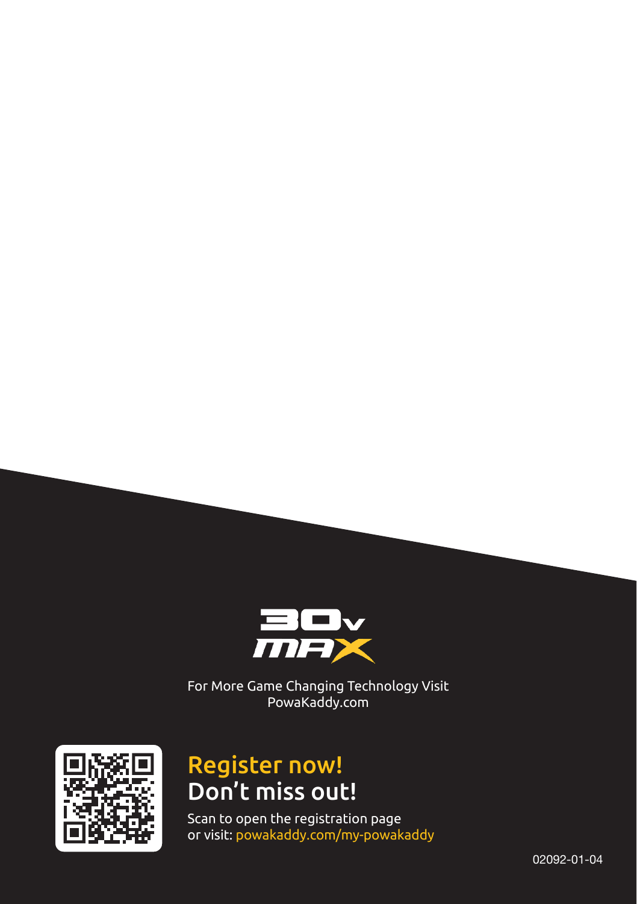30v MAX

For More Game Changing Technology Visit
PowaKaddy.com

## Register now!
## Don’t miss out!

Scan to open the registration page
or visit: powakaddy.com/my-powakaddy

02092-01-04